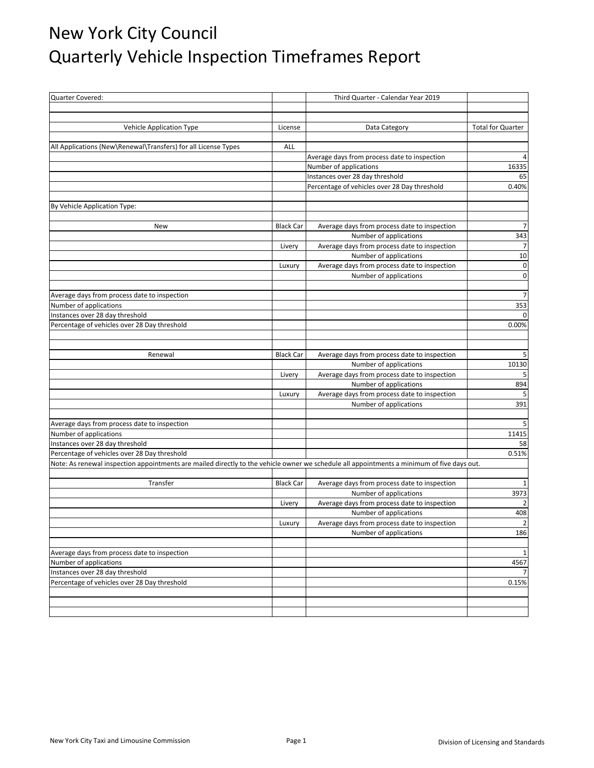# New York City Council
# Quarterly Vehicle Inspection Timeframes Report

| Quarter Covered: | | Third Quarter - Calendar Year 2019 | |
|---|---|---|---|
| | | | |
| Vehicle Application Type | License | Data Category | Total for Quarter |
| | | | |
| All Applications (New\Renewal\Transfers) for all License Types | ALL | | |
| | | Average days from process date to inspection | 4 |
| | | Number of applications | 16335 |
| | | Instances over 28 day threshold | 65 |
| | | Percentage of vehicles over 28 Day threshold | 0.40% |
| | | | |
| By Vehicle Application Type: | | | |
| | | | |
| New | Black Car | Average days from process date to inspection | 7 |
| | | Number of applications | 343 |
| | Livery | Average days from process date to inspection | 7 |
| | | Number of applications | 10 |
| | Luxury | Average days from process date to inspection | 0 |
| | | Number of applications | 0 |
| | | | |
| Average days from process date to inspection | | | 7 |
| Number of applications | | | 353 |
| Instances over 28 day threshold | | | 0 |
| Percentage of vehicles over 28 Day threshold | | | 0.00% |
| | | | |
| | | | |
| Renewal | Black Car | Average days from process date to inspection | 5 |
| | | Number of applications | 10130 |
| | Livery | Average days from process date to inspection | 5 |
| | | Number of applications | 894 |
| | Luxury | Average days from process date to inspection | 5 |
| | | Number of applications | 391 |
| | | | |
| Average days from process date to inspection | | | 5 |
| Number of applications | | | 11415 |
| Instances over 28 day threshold | | | 58 |
| Percentage of vehicles over 28 Day threshold | | | 0.51% |
| Note: As renewal inspection appointments are mailed directly to the vehicle owner we schedule all appointments a minimum of five days out. | | | |
| | | | |
| Transfer | Black Car | Average days from process date to inspection | 1 |
| | | Number of applications | 3973 |
| | Livery | Average days from process date to inspection | 2 |
| | | Number of applications | 408 |
| | Luxury | Average days from process date to inspection | 2 |
| | | Number of applications | 186 |
| | | | |
| Average days from process date to inspection | | | 1 |
| Number of applications | | | 4567 |
| Instances over 28 day threshold | | | 7 |
| Percentage of vehicles over 28 Day threshold | | | 0.15% |

New York City Taxi and Limousine Commission — Division of Licensing and Standards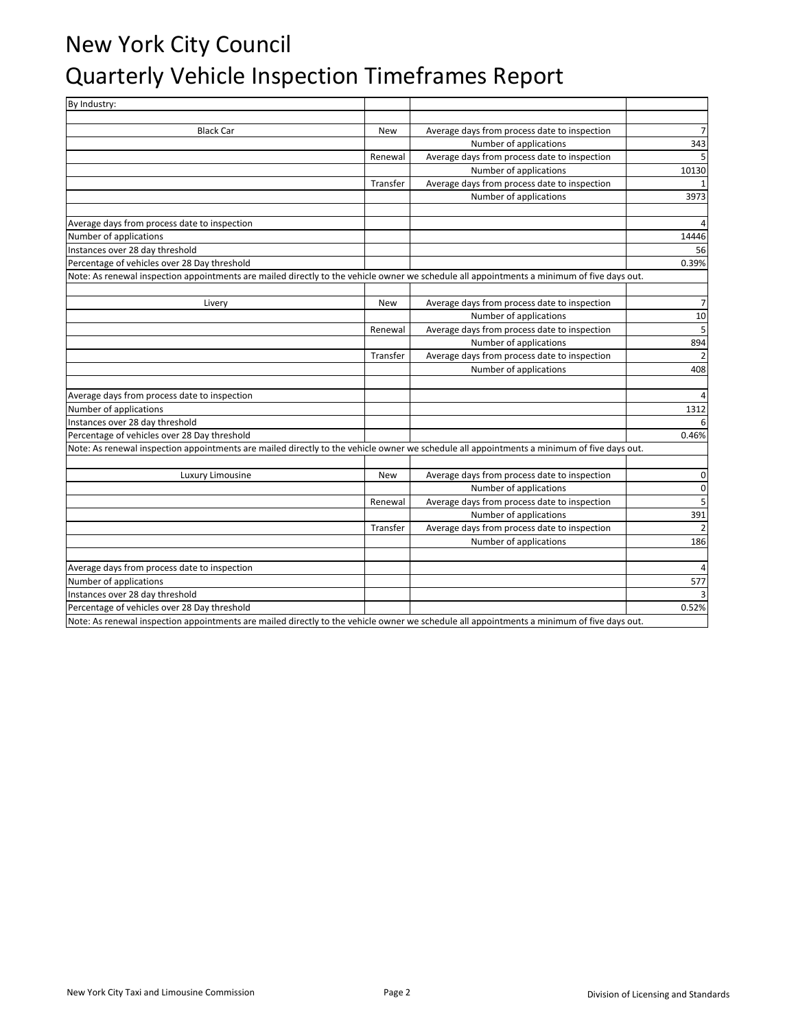# New York City Council
# Quarterly Vehicle Inspection Timeframes Report

| | | | |
|---|---|---|---|
| By Industry: | | | |
| | | | |
| Black Car | New | Average days from process date to inspection | 7 |
| | | Number of applications | 343 |
| | Renewal | Average days from process date to inspection | 5 |
| | | Number of applications | 10130 |
| | Transfer | Average days from process date to inspection | 1 |
| | | Number of applications | 3973 |
| | | | |
| Average days from process date to inspection | | | 4 |
| Number of applications | | | 14446 |
| Instances over 28 day threshold | | | 56 |
| Percentage of vehicles over 28 Day threshold | | | 0.39% |
| Note: As renewal inspection appointments are mailed directly to the vehicle owner we schedule all appointments a minimum of five days out. | | | |
| | | | |
| Livery | New | Average days from process date to inspection | 7 |
| | | Number of applications | 10 |
| | Renewal | Average days from process date to inspection | 5 |
| | | Number of applications | 894 |
| | Transfer | Average days from process date to inspection | 2 |
| | | Number of applications | 408 |
| | | | |
| Average days from process date to inspection | | | 4 |
| Number of applications | | | 1312 |
| Instances over 28 day threshold | | | 6 |
| Percentage of vehicles over 28 Day threshold | | | 0.46% |
| Note: As renewal inspection appointments are mailed directly to the vehicle owner we schedule all appointments a minimum of five days out. | | | |
| | | | |
| Luxury Limousine | New | Average days from process date to inspection | 0 |
| | | Number of applications | 0 |
| | Renewal | Average days from process date to inspection | 5 |
| | | Number of applications | 391 |
| | Transfer | Average days from process date to inspection | 2 |
| | | Number of applications | 186 |
| | | | |
| Average days from process date to inspection | | | 4 |
| Number of applications | | | 577 |
| Instances over 28 day threshold | | | 3 |
| Percentage of vehicles over 28 Day threshold | | | 0.52% |
| Note: As renewal inspection appointments are mailed directly to the vehicle owner we schedule all appointments a minimum of five days out. | | | |

New York City Taxi and Limousine Commission

Division of Licensing and Standards